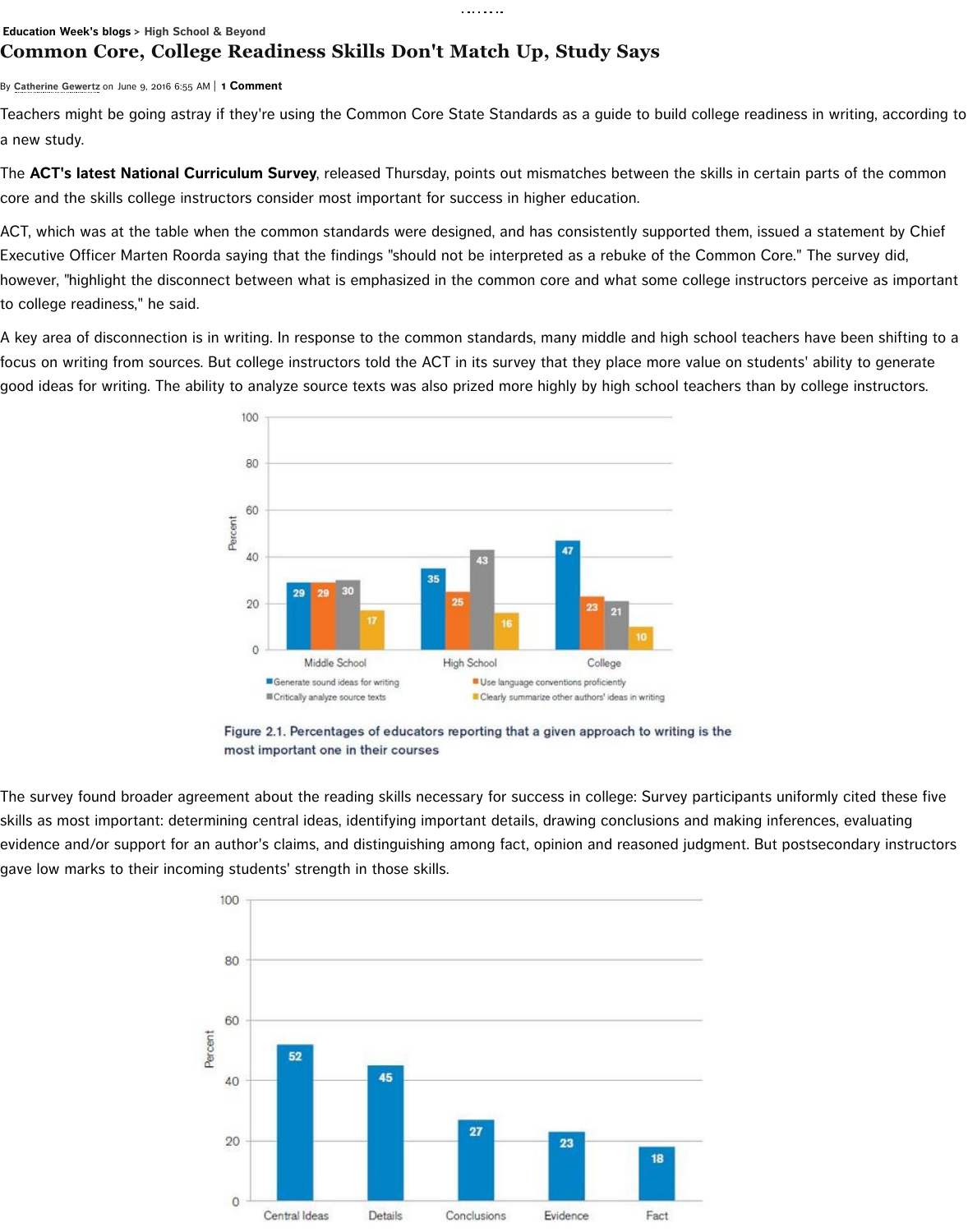Education Week's blogs > High School & Beyond

# Common Core, College Readiness Skills Don't Match Up, Study Says

By Catherine Gewertz on June 9, 2016 6:55 AM | **1 Comment**

Teachers might be going astray if they're using the Common Core State Standards as a guide to build college readiness in writing, according to a new study.

The **ACT's latest National Curriculum Survey**, released Thursday, points out mismatches between the skills in certain parts of the common core and the skills college instructors consider most important for success in higher education.

ACT, which was at the table when the common standards were designed, and has consistently supported them, issued a statement by Chief Executive Officer Marten Roorda saying that the findings "should not be interpreted as a rebuke of the Common Core." The survey did, however, "highlight the disconnect between what is emphasized in the common core and what some college instructors perceive as important to college readiness," he said.

A key area of disconnection is in writing. In response to the common standards, many middle and high school teachers have been shifting to a focus on writing from sources. But college instructors told the ACT in its survey that they place more value on students' ability to generate good ideas for writing. The ability to analyze source texts was also prized more highly by high school teachers than by college instructors.

| | Generate sound ideas for writing | Use language conventions proficiently | Critically analyze source texts | Clearly summarize other authors' ideas in writing |
|---|---|---|---|---|
| Middle School | 29 | 29 | 30 | 17 |
| High School | 35 | 25 | 43 | 16 |
| College | 47 | 23 | 21 | 10 |

Figure 2.1. Percentages of educators reporting that a given approach to writing is the most important one in their courses

The survey found broader agreement about the reading skills necessary for success in college: Survey participants uniformly cited these five skills as most important: determining central ideas, identifying important details, drawing conclusions and making inferences, evaluating evidence and/or support for an author's claims, and distinguishing among fact, opinion and reasoned judgment. But postsecondary instructors gave low marks to their incoming students' strength in those skills.

| Skill | Percent |
|---|---|
| Central Ideas | 52 |
| Details | 45 |
| Conclusions | 27 |
| Evidence | 23 |
| Fact | 18 |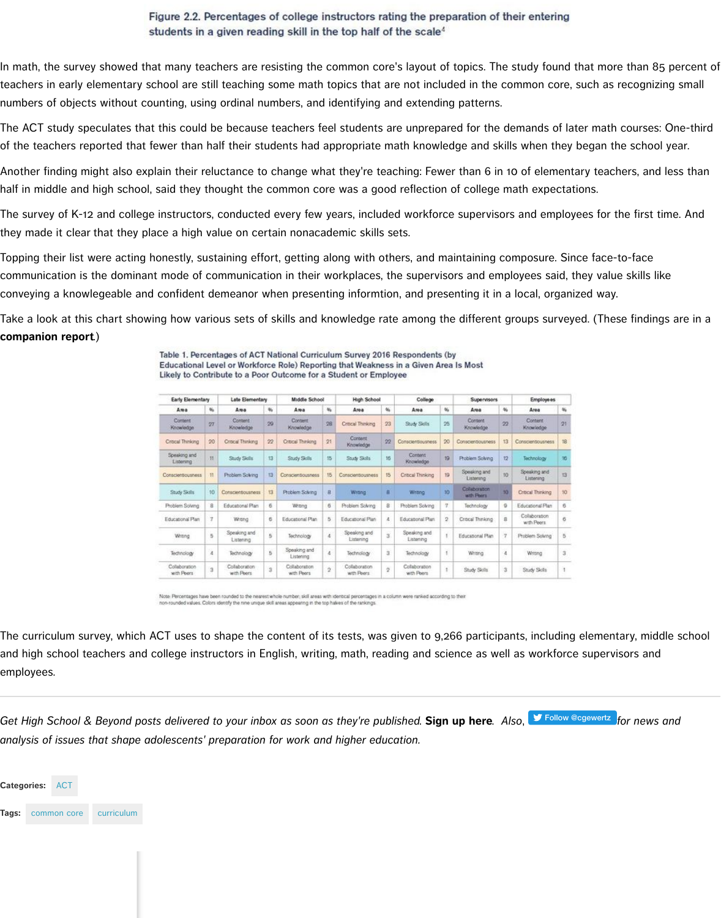Figure 2.2. Percentages of college instructors rating the preparation of their entering students in a given reading skill in the top half of the scale[4]

In math, the survey showed that many teachers are resisting the common core's layout of topics. The study found that more than 85 percent of teachers in early elementary school are still teaching some math topics that are not included in the common core, such as recognizing small numbers of objects without counting, using ordinal numbers, and identifying and extending patterns.

The ACT study speculates that this could be because teachers feel students are unprepared for the demands of later math courses: One-third of the teachers reported that fewer than half their students had appropriate math knowledge and skills when they began the school year.

Another finding might also explain their reluctance to change what they're teaching: Fewer than 6 in 10 of elementary teachers, and less than half in middle and high school, said they thought the common core was a good reflection of college math expectations.

The survey of K-12 and college instructors, conducted every few years, included workforce supervisors and employees for the first time. And they made it clear that they place a high value on certain nonacademic skills sets.

Topping their list were acting honestly, sustaining effort, getting along with others, and maintaining composure. Since face-to-face communication is the dominant mode of communication in their workplaces, the supervisors and employees said, they value skills like conveying a knowlegeable and confident demeanor when presenting informtion, and presenting it in a local, organized way.

Take a look at this chart showing how various sets of skills and knowledge rate among the different groups surveyed. (These findings are in a **companion report**.)

Table 1. Percentages of ACT National Curriculum Survey 2016 Respondents (by Educational Level or Workforce Role) Reporting that Weakness in a Given Area Is Most Likely to Contribute to a Poor Outcome for a Student or Employee

| Early Elementary | | Late Elementary | | Middle School | | High School | | College | | Supervisors | | Employees | |
|---|---|---|---|---|---|---|---|---|---|---|---|---|---|
| Area | % | Area | % | Area | % | Area | % | Area | % | Area | % | Area | % |
| Content Knowledge | 27 | Content Knowledge | 29 | Content Knowledge | 28 | Critical Thinking | 23 | Study Skills | 25 | Content Knowledge | 22 | Content Knowledge | 21 |
| Critical Thinking | 20 | Critical Thinking | 22 | Critical Thinking | 21 | Content Knowledge | 22 | Conscientiousness | 20 | Conscientiousness | 13 | Conscientiousness | 18 |
| Speaking and Listening | 11 | Study Skills | 13 | Study Skills | 15 | Study Skills | 16 | Content Knowledge | 19 | Problem Solving | 12 | Technology | 16 |
| Conscientiousness | 11 | Problem Solving | 13 | Conscientiousness | 15 | Conscientiousness | 15 | Critical Thinking | 19 | Speaking and Listening | 10 | Speaking and Listening | 13 |
| Study Skills | 10 | Conscientiousness | 13 | Problem Solving | 8 | Writing | 8 | Writing | 10 | Collaboration with Peers | 10 | Critical Thinking | 10 |
| Problem Solving | 8 | Educational Plan | 6 | Writing | 6 | Problem Solving | 8 | Problem Solving | 7 | Technology | 9 | Educational Plan | 6 |
| Educational Plan | 7 | Writing | 6 | Educational Plan | 5 | Educational Plan | 4 | Educational Plan | 2 | Critical Thinking | 8 | Collaboration with Peers | 6 |
| Writing | 5 | Speaking and Listening | 5 | Technology | 4 | Speaking and Listening | 3 | Speaking and Listening | 1 | Educational Plan | 7 | Problem Solving | 5 |
| Technology | 4 | Technology | 5 | Speaking and Listening | 4 | Technology | 3 | Technology | 1 | Writing | 4 | Writing | 3 |
| Collaboration with Peers | 3 | Collaboration with Peers | 3 | Collaboration with Peers | 2 | Collaboration with Peers | 2 | Collaboration with Peers | 1 | Study Skills | 3 | Study Skills | 1 |

Note: Percentages have been rounded to the nearest whole number; skill areas with identical percentages in a column were ranked according to their non-rounded values. Colors identify the nine unique skill areas appearing in the top halves of the rankings.

The curriculum survey, which ACT uses to shape the content of its tests, was given to 9,266 participants, including elementary, middle school and high school teachers and college instructors in English, writing, math, reading and science as well as workforce supervisors and employees.

---

*Get High School & Beyond posts delivered to your inbox as soon as they're published.* **Sign up here**. *Also,* Follow @cgewertz *for news and analysis of issues that shape adolescents' preparation for work and higher education.*

**Categories:** ACT

**Tags:** common core curriculum